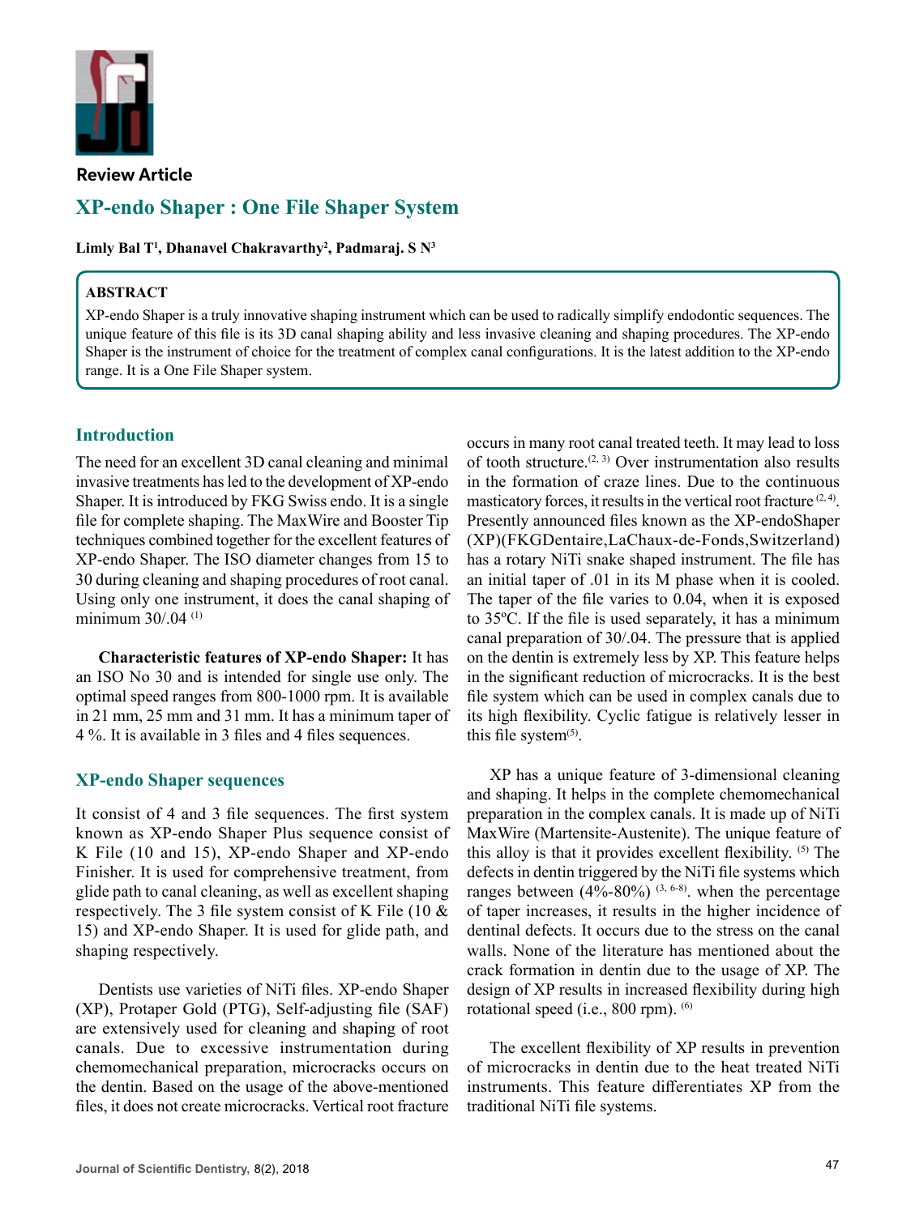Review Article

# XP-endo Shaper : One File Shaper System

**Limly Bal T[1], Dhanavel Chakravarthy[2], Padmaraj. S N[3]**

**ABSTRACT**

XP-endo Shaper is a truly innovative shaping instrument which can be used to radically simplify endodontic sequences. The unique feature of this file is its 3D canal shaping ability and less invasive cleaning and shaping procedures. The XP-endo Shaper is the instrument of choice for the treatment of complex canal configurations. It is the latest addition to the XP-endo range. It is a One File Shaper system.

## Introduction

The need for an excellent 3D canal cleaning and minimal invasive treatments has led to the development of XP-endo Shaper. It is introduced by FKG Swiss endo. It is a single file for complete shaping. The MaxWire and Booster Tip techniques combined together for the excellent features of XP-endo Shaper. The ISO diameter changes from 15 to 30 during cleaning and shaping procedures of root canal. Using only one instrument, it does the canal shaping of minimum 30/.04 [1]

**Characteristic features of XP-endo Shaper:** It has an ISO No 30 and is intended for single use only. The optimal speed ranges from 800-1000 rpm. It is available in 21 mm, 25 mm and 31 mm. It has a minimum taper of 4 %. It is available in 3 files and 4 files sequences.

## XP-endo Shaper sequences

It consist of 4 and 3 file sequences. The first system known as XP-endo Shaper Plus sequence consist of K File (10 and 15), XP-endo Shaper and XP-endo Finisher. It is used for comprehensive treatment, from glide path to canal cleaning, as well as excellent shaping respectively. The 3 file system consist of K File (10 & 15) and XP-endo Shaper. It is used for glide path, and shaping respectively.

Dentists use varieties of NiTi files. XP-endo Shaper (XP), Protaper Gold (PTG), Self-adjusting file (SAF) are extensively used for cleaning and shaping of root canals. Due to excessive instrumentation during chemomechanical preparation, microcracks occurs on the dentin. Based on the usage of the above-mentioned files, it does not create microcracks. Vertical root fracture occurs in many root canal treated teeth. It may lead to loss of tooth structure.[2, 3] Over instrumentation also results in the formation of craze lines. Due to the continuous masticatory forces, it results in the vertical root fracture [2, 4]. Presently announced files known as the XP-endoShaper (XP)(FKGDentaire,LaChaux-de-Fonds,Switzerland) has a rotary NiTi snake shaped instrument. The file has an initial taper of .01 in its M phase when it is cooled. The taper of the file varies to 0.04, when it is exposed to 35ºC. If the file is used separately, it has a minimum canal preparation of 30/.04. The pressure that is applied on the dentin is extremely less by XP. This feature helps in the significant reduction of microcracks. It is the best file system which can be used in complex canals due to its high flexibility. Cyclic fatigue is relatively lesser in this file system[5].

XP has a unique feature of 3-dimensional cleaning and shaping. It helps in the complete chemomechanical preparation in the complex canals. It is made up of NiTi MaxWire (Martensite-Austenite). The unique feature of this alloy is that it provides excellent flexibility. [5] The defects in dentin triggered by the NiTi file systems which ranges between (4%-80%) [3, 6-8]. when the percentage of taper increases, it results in the higher incidence of dentinal defects. It occurs due to the stress on the canal walls. None of the literature has mentioned about the crack formation in dentin due to the usage of XP. The design of XP results in increased flexibility during high rotational speed (i.e., 800 rpm). [6]

The excellent flexibility of XP results in prevention of microcracks in dentin due to the heat treated NiTi instruments. This feature differentiates XP from the traditional NiTi file systems.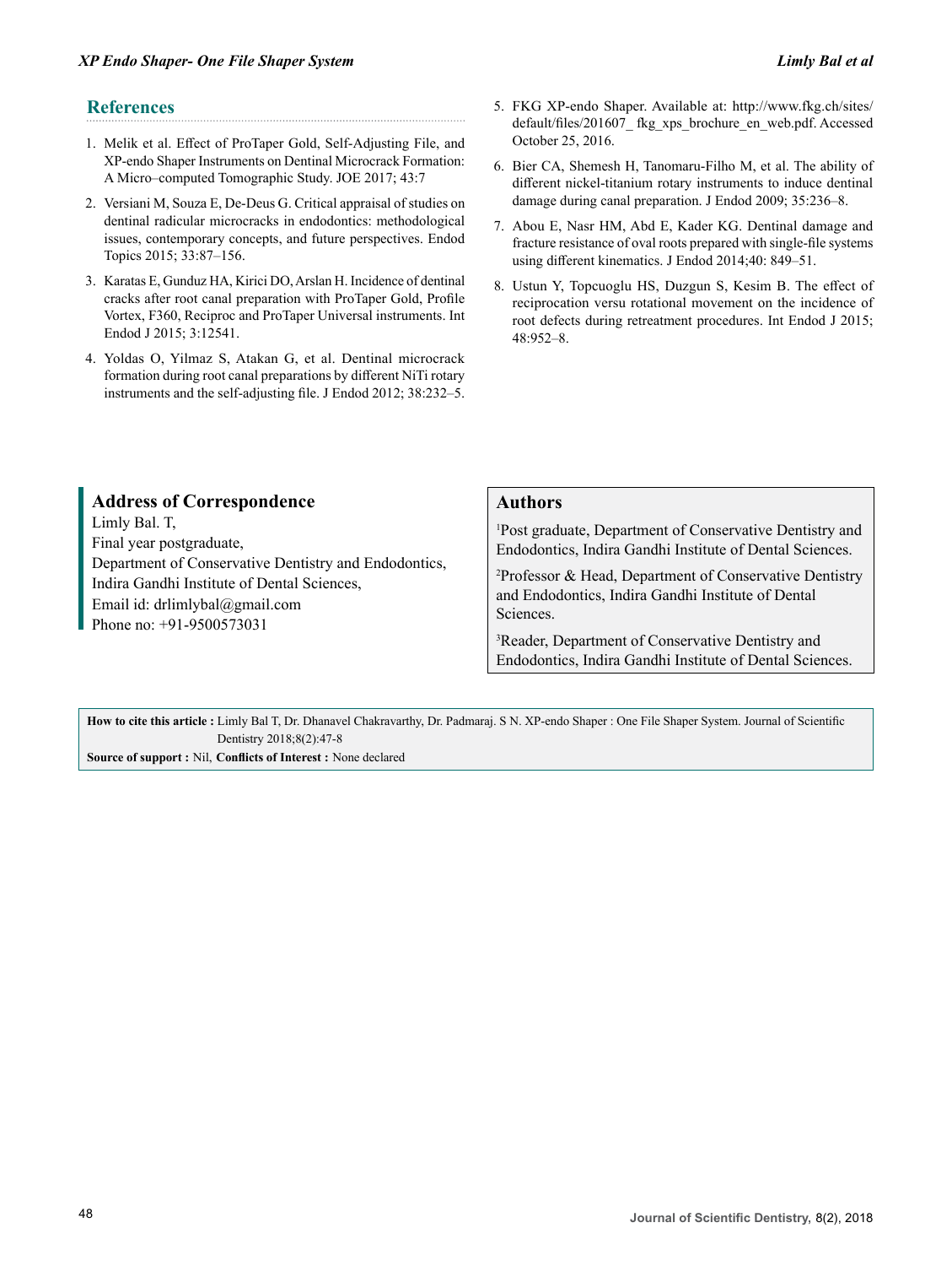## References

1. Melik et al. Effect of ProTaper Gold, Self-Adjusting File, and XP-endo Shaper Instruments on Dentinal Microcrack Formation: A Micro–computed Tomographic Study. JOE 2017; 43:7
2. Versiani M, Souza E, De-Deus G. Critical appraisal of studies on dentinal radicular microcracks in endodontics: methodological issues, contemporary concepts, and future perspectives. Endod Topics 2015; 33:87–156.
3. Karatas E, Gunduz HA, Kirici DO, Arslan H. Incidence of dentinal cracks after root canal preparation with ProTaper Gold, Profile Vortex, F360, Reciproc and ProTaper Universal instruments. Int Endod J 2015; 3:12541.
4. Yoldas O, Yilmaz S, Atakan G, et al. Dentinal microcrack formation during root canal preparations by different NiTi rotary instruments and the self-adjusting file. J Endod 2012; 38:232–5.
5. FKG XP-endo Shaper. Available at: http://www.fkg.ch/sites/default/files/201607_ fkg_xps_brochure_en_web.pdf. Accessed October 25, 2016.
6. Bier CA, Shemesh H, Tanomaru-Filho M, et al. The ability of different nickel-titanium rotary instruments to induce dentinal damage during canal preparation. J Endod 2009; 35:236–8.
7. Abou E, Nasr HM, Abd E, Kader KG. Dentinal damage and fracture resistance of oval roots prepared with single-file systems using different kinematics. J Endod 2014;40: 849–51.
8. Ustun Y, Topcuoglu HS, Duzgun S, Kesim B. The effect of reciprocation versu rotational movement on the incidence of root defects during retreatment procedures. Int Endod J 2015; 48:952–8.

### Address of Correspondence

Limly Bal. T,
Final year postgraduate,
Department of Conservative Dentistry and Endodontics,
Indira Gandhi Institute of Dental Sciences,
Email id: drlimlybal@gmail.com
Phone no: +91-9500573031

### Authors

[1]Post graduate, Department of Conservative Dentistry and Endodontics, Indira Gandhi Institute of Dental Sciences.

[2]Professor & Head, Department of Conservative Dentistry and Endodontics, Indira Gandhi Institute of Dental Sciences.

[3]Reader, Department of Conservative Dentistry and Endodontics, Indira Gandhi Institute of Dental Sciences.

**How to cite this article :** Limly Bal T, Dr. Dhanavel Chakravarthy, Dr. Padmaraj. S N. XP-endo Shaper : One File Shaper System. Journal of Scientific Dentistry 2018;8(2):47-8

**Source of support :** Nil, **Conflicts of Interest :** None declared